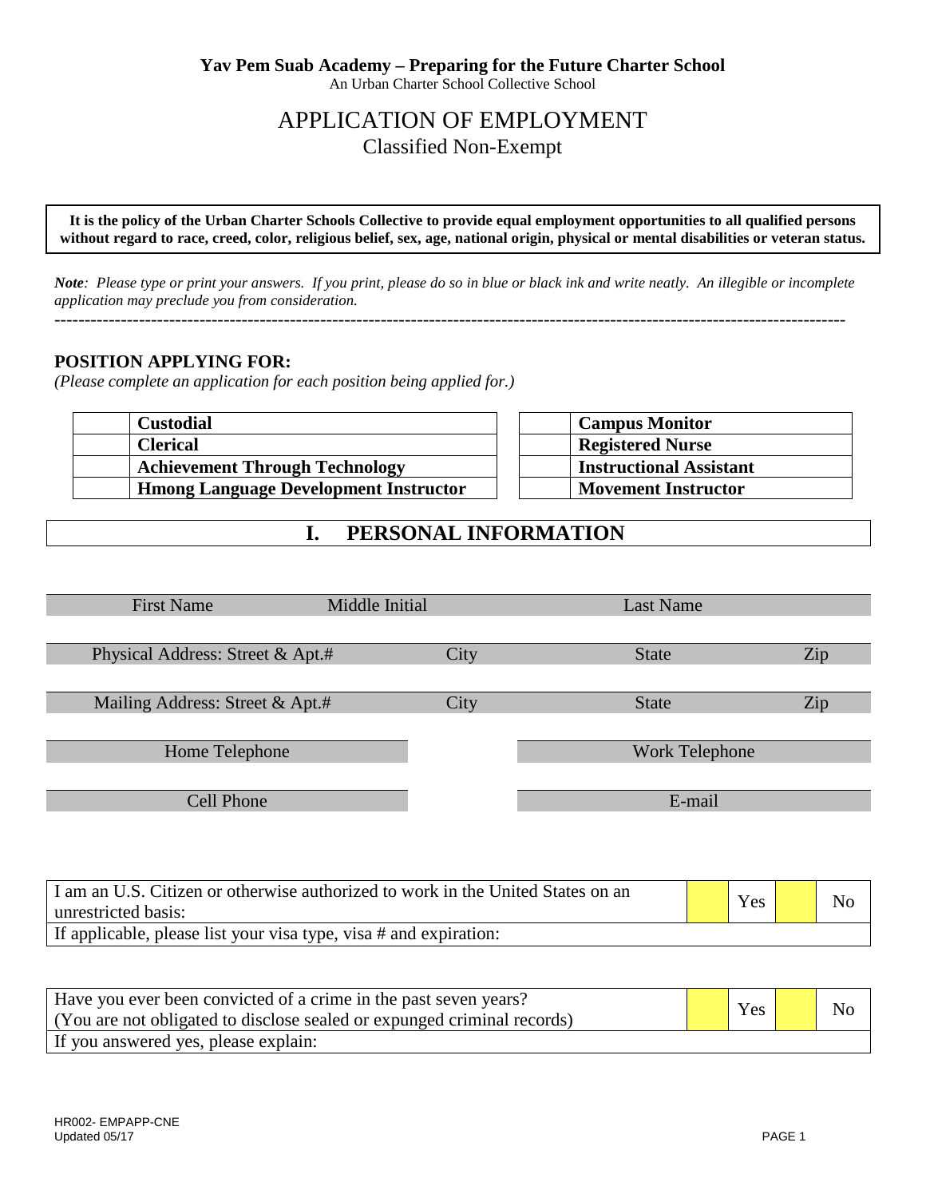**Yav Pem Suab Academy – Preparing for the Future Charter School**
An Urban Charter School Collective School

# APPLICATION OF EMPLOYMENT
## Classified Non-Exempt

**It is the policy of the Urban Charter Schools Collective to provide equal employment opportunities to all qualified persons without regard to race, creed, color, religious belief, sex, age, national origin, physical or mental disabilities or veteran status.**

***Note****: Please type or print your answers. If you print, please do so in blue or black ink and write neatly. An illegible or incomplete application may preclude you from consideration.*

---

### POSITION APPLYING FOR:
*(Please complete an application for each position being applied for.)*

| | Position | | Position |
|---|---|---|---|
| | **Custodial** | | **Campus Monitor** |
| | **Clerical** | | **Registered Nurse** |
| | **Achievement Through Technology** | | **Instructional Assistant** |
| | **Hmong Language Development Instructor** | | **Movement Instructor** |

## I. PERSONAL INFORMATION

| First Name | Middle Initial | Last Name |
|---|---|---|
| | | |

| Physical Address: Street & Apt.# | City | State | Zip |
|---|---|---|---|
| | | | |

| Mailing Address: Street & Apt.# | City | State | Zip |
|---|---|---|---|
| | | | |

| Home Telephone | Work Telephone |
|---|---|
| | |

| Cell Phone | E-mail |
|---|---|
| | |

| I am an U.S. Citizen or otherwise authorized to work in the United States on an unrestricted basis: | | Yes | | No |
|---|---|---|---|---|
| If applicable, please list your visa type, visa # and expiration: | | | | |

| Have you ever been convicted of a crime in the past seven years? (You are not obligated to disclose sealed or expunged criminal records) | | Yes | | No |
|---|---|---|---|---|
| If you answered yes, please explain: | | | | |

HR002- EMPAPP-CNE
Updated 05/17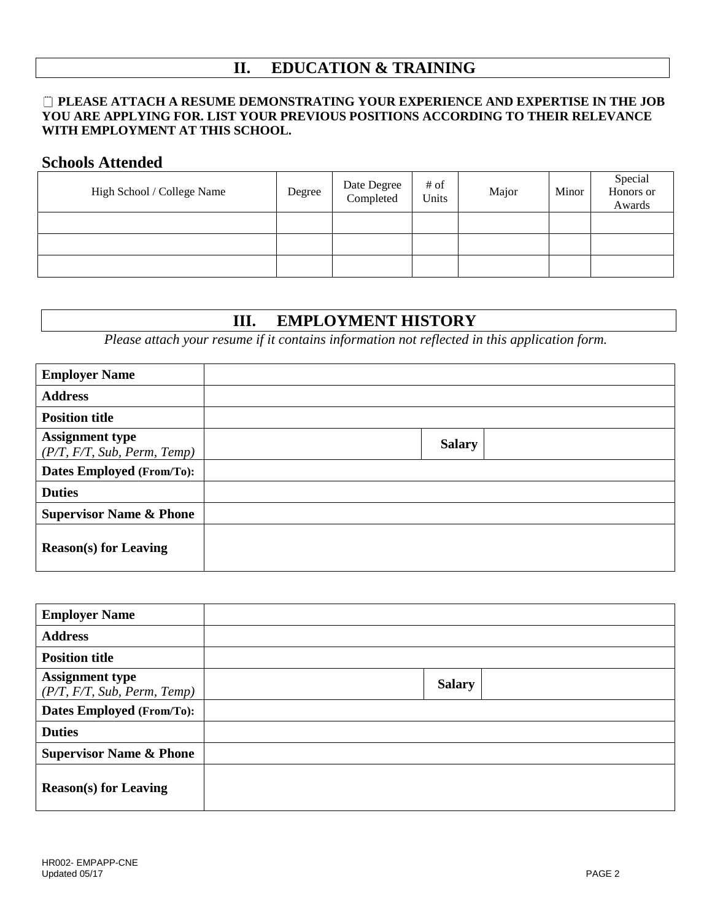## II. EDUCATION & TRAINING

☐ **PLEASE ATTACH A RESUME DEMONSTRATING YOUR EXPERIENCE AND EXPERTISE IN THE JOB YOU ARE APPLYING FOR. LIST YOUR PREVIOUS POSITIONS ACCORDING TO THEIR RELEVANCE WITH EMPLOYMENT AT THIS SCHOOL.**

### Schools Attended

| High School / College Name | Degree | Date Degree Completed | # of Units | Major | Minor | Special Honors or Awards |
|---|---|---|---|---|---|---|
| | | | | | | |
| | | | | | | |
| | | | | | | |

## III. EMPLOYMENT HISTORY

*Please attach your resume if it contains information not reflected in this application form.*

| **Employer Name** | | | |
|---|---|---|---|
| **Address** | | | |
| **Position title** | | | |
| **Assignment type** *(P/T, F/T, Sub, Perm, Temp)* | | **Salary** | |
| **Dates Employed (From/To):** | | | |
| **Duties** | | | |
| **Supervisor Name & Phone** | | | |
| **Reason(s) for Leaving** | | | |

| **Employer Name** | | | |
|---|---|---|---|
| **Address** | | | |
| **Position title** | | | |
| **Assignment type** *(P/T, F/T, Sub, Perm, Temp)* | | **Salary** | |
| **Dates Employed (From/To):** | | | |
| **Duties** | | | |
| **Supervisor Name & Phone** | | | |
| **Reason(s) for Leaving** | | | |

HR002- EMPAPP-CNE
Updated 05/17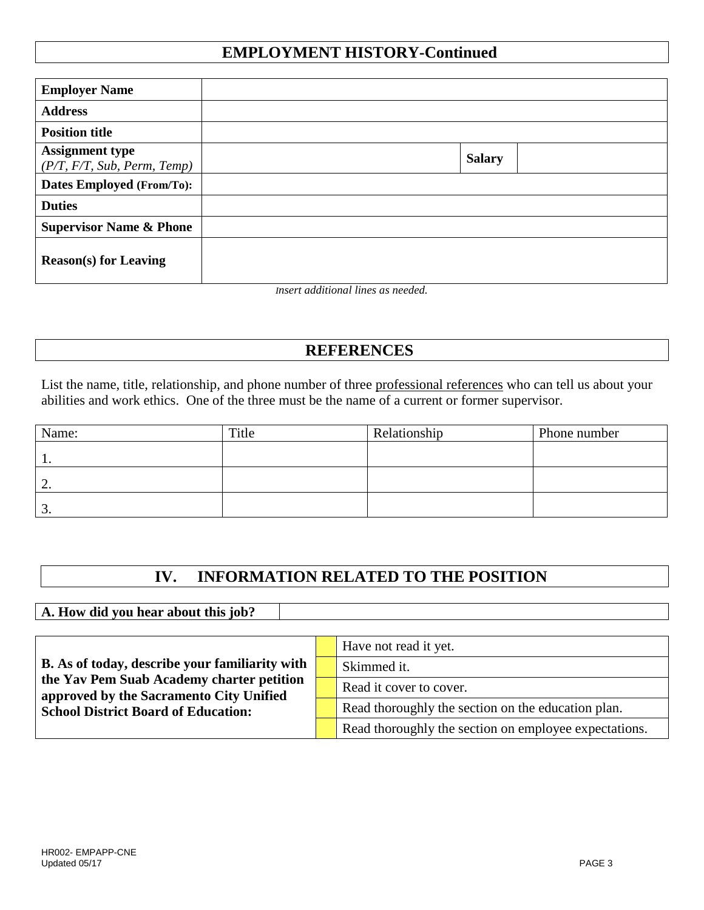## EMPLOYMENT HISTORY-Continued

| **Employer Name** | | | |
|---|---|---|---|
| **Address** | | | |
| **Position title** | | | |
| **Assignment type** *(P/T, F/T, Sub, Perm, Temp)* | | **Salary** | |
| **Dates Employed (From/To):** | | | |
| **Duties** | | | |
| **Supervisor Name & Phone** | | | |
| **Reason(s) for Leaving** | | | |

*Insert additional lines as needed.*

## REFERENCES

List the name, title, relationship, and phone number of three professional references who can tell us about your abilities and work ethics. One of the three must be the name of a current or former supervisor.

| Name: | Title | Relationship | Phone number |
|---|---|---|---|
| 1. | | | |
| 2. | | | |
| 3. | | | |

## IV. INFORMATION RELATED TO THE POSITION

| **A. How did you hear about this job?** | |
|---|---|

| **B. As of today, describe your familiarity with the Yav Pem Suab Academy charter petition approved by the Sacramento City Unified School District Board of Education:** | | |
|---|---|---|
| | | Have not read it yet. |
| | | Skimmed it. |
| | | Read it cover to cover. |
| | | Read thoroughly the section on the education plan. |
| | | Read thoroughly the section on employee expectations. |

HR002- EMPAPP-CNE
Updated 05/17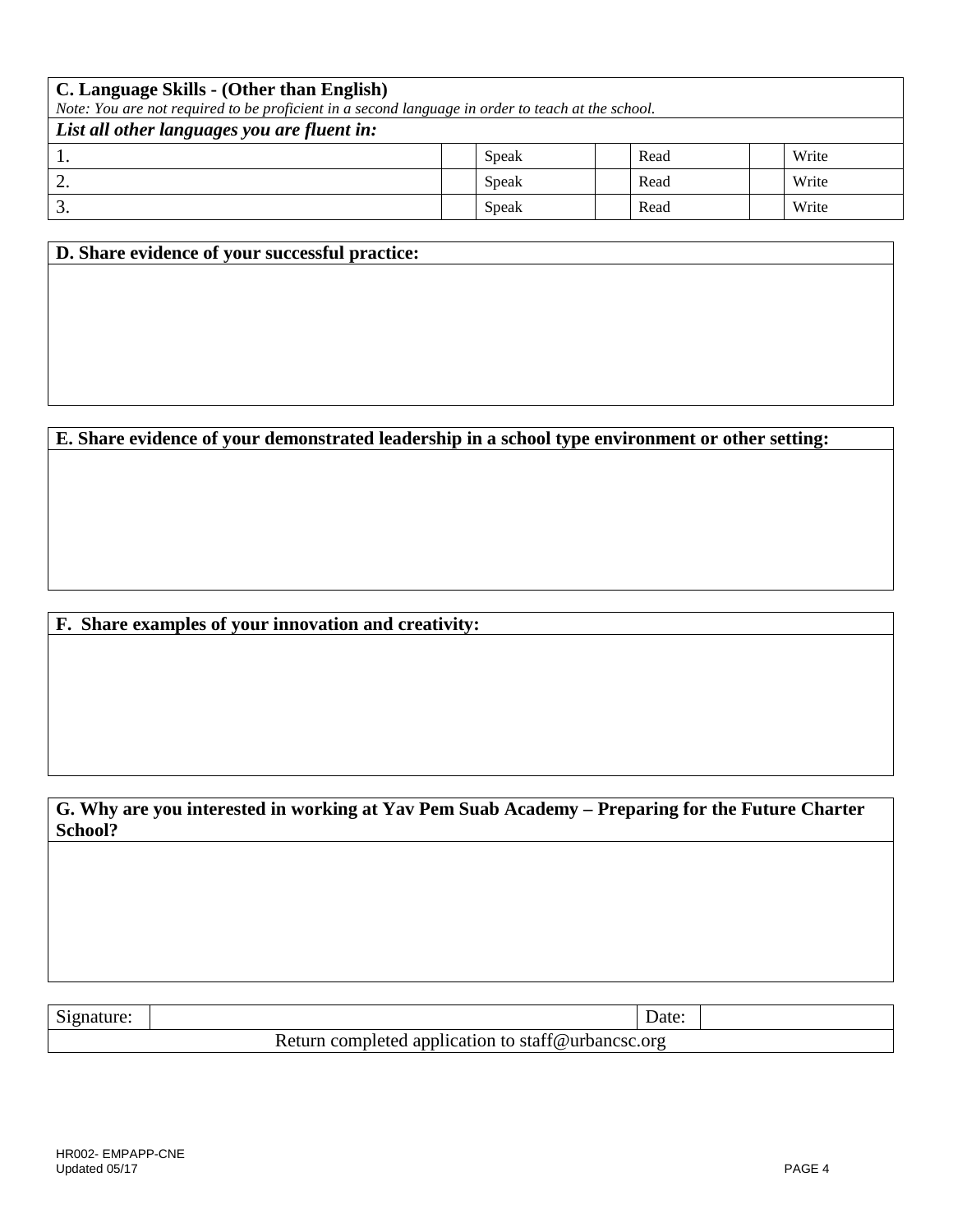**C. Language Skills - (Other than English)**

*Note: You are not required to be proficient in a second language in order to teach at the school.*

***List all other languages you are fluent in:***

| | | | | | | |
|---|---|---|---|---|---|---|
| 1. | | Speak | | Read | | Write |
| 2. | | Speak | | Read | | Write |
| 3. | | Speak | | Read | | Write |

**D. Share evidence of your successful practice:**

**E. Share evidence of your demonstrated leadership in a school type environment or other setting:**

**F. Share examples of your innovation and creativity:**

**G. Why are you interested in working at Yav Pem Suab Academy – Preparing for the Future Charter School?**

| | | | |
|---|---|---|---|
| Signature: | | Date: | |

Return completed application to staff@urbancsc.org

HR002- EMPAPP-CNE
Updated 05/17